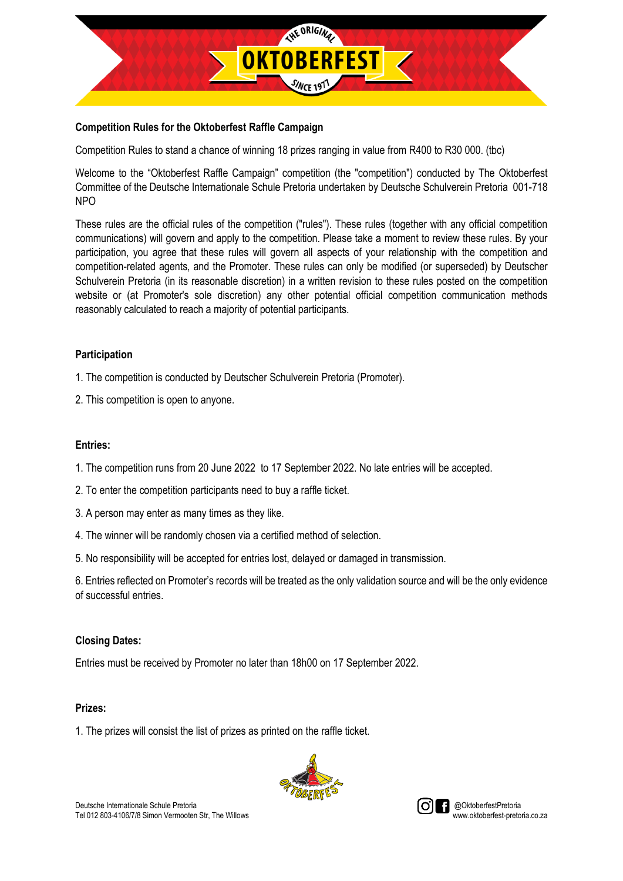## Competition Rules for the Oktoberfest Raffle Campaign

Competition Rules to stand a chance of winning 18 prizes ranging in value from R400 to R30 000. (tbc)

Welcome to the "Oktoberfest Raffle Campaign" competition (the "competition") conducted by The Oktoberfest Committee of the Deutsche Internationale Schule Pretoria undertaken by Deutsche Schulverein Pretoria 001-718 NPO

These rules are the official rules of the competition ("rules"). These rules (together with any official competition communications) will govern and apply to the competition. Please take a moment to review these rules. By your participation, you agree that these rules will govern all aspects of your relationship with the competition and competition-related agents, and the Promoter. These rules can only be modified (or superseded) by Deutscher Schulverein Pretoria (in its reasonable discretion) in a written revision to these rules posted on the competition website or (at Promoter's sole discretion) any other potential official competition communication methods reasonably calculated to reach a majority of potential participants.

### Participation

1. The competition is conducted by Deutscher Schulverein Pretoria (Promoter).
2. This competition is open to anyone.

### Entries:

1. The competition runs from 20 June 2022 to 17 September 2022. No late entries will be accepted.
2. To enter the competition participants need to buy a raffle ticket.
3. A person may enter as many times as they like.
4. The winner will be randomly chosen via a certified method of selection.
5. No responsibility will be accepted for entries lost, delayed or damaged in transmission.
6. Entries reflected on Promoter's records will be treated as the only validation source and will be the only evidence of successful entries.

### Closing Dates:

Entries must be received by Promoter no later than 18h00 on 17 September 2022.

### Prizes:

1. The prizes will consist the list of prizes as printed on the raffle ticket.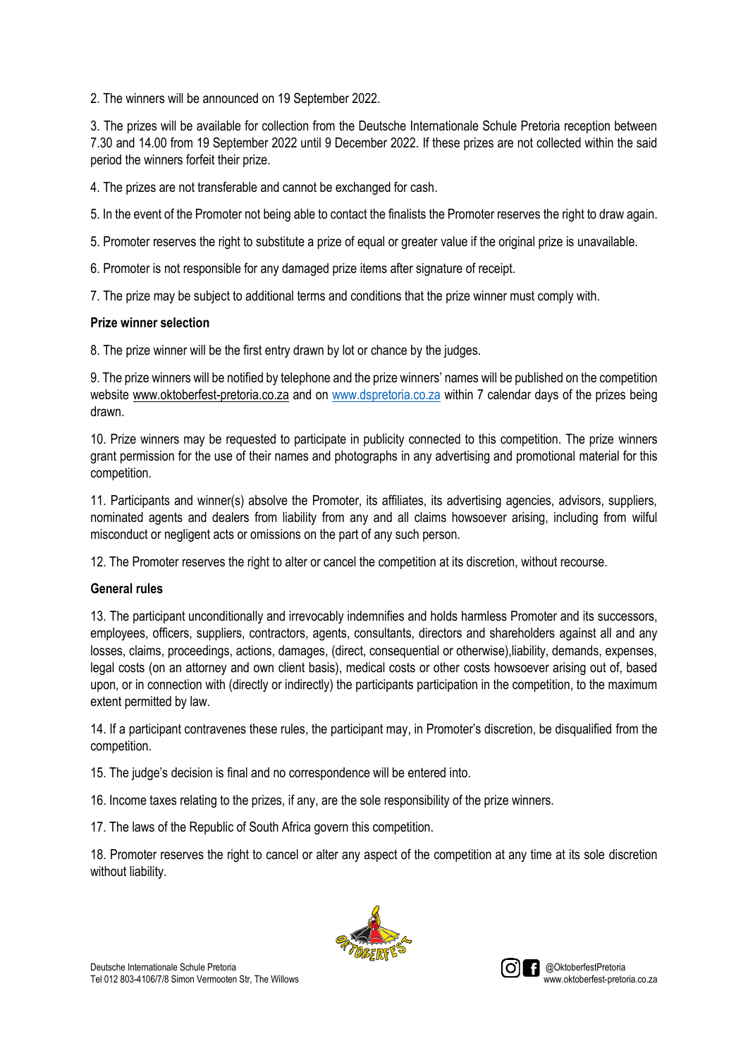2. The winners will be announced on 19 September 2022.

3. The prizes will be available for collection from the Deutsche Internationale Schule Pretoria reception between 7.30 and 14.00 from 19 September 2022 until 9 December 2022. If these prizes are not collected within the said period the winners forfeit their prize.

4. The prizes are not transferable and cannot be exchanged for cash.

5. In the event of the Promoter not being able to contact the finalists the Promoter reserves the right to draw again.

5. Promoter reserves the right to substitute a prize of equal or greater value if the original prize is unavailable.

6. Promoter is not responsible for any damaged prize items after signature of receipt.

7. The prize may be subject to additional terms and conditions that the prize winner must comply with.

**Prize winner selection**

8. The prize winner will be the first entry drawn by lot or chance by the judges.

9. The prize winners will be notified by telephone and the prize winners' names will be published on the competition website www.oktoberfest-pretoria.co.za and on www.dspretoria.co.za within 7 calendar days of the prizes being drawn.

10. Prize winners may be requested to participate in publicity connected to this competition. The prize winners grant permission for the use of their names and photographs in any advertising and promotional material for this competition.

11. Participants and winner(s) absolve the Promoter, its affiliates, its advertising agencies, advisors, suppliers, nominated agents and dealers from liability from any and all claims howsoever arising, including from wilful misconduct or negligent acts or omissions on the part of any such person.

12. The Promoter reserves the right to alter or cancel the competition at its discretion, without recourse.

**General rules**

13. The participant unconditionally and irrevocably indemnifies and holds harmless Promoter and its successors, employees, officers, suppliers, contractors, agents, consultants, directors and shareholders against all and any losses, claims, proceedings, actions, damages, (direct, consequential or otherwise),liability, demands, expenses, legal costs (on an attorney and own client basis), medical costs or other costs howsoever arising out of, based upon, or in connection with (directly or indirectly) the participants participation in the competition, to the maximum extent permitted by law.

14. If a participant contravenes these rules, the participant may, in Promoter's discretion, be disqualified from the competition.

15. The judge's decision is final and no correspondence will be entered into.

16. Income taxes relating to the prizes, if any, are the sole responsibility of the prize winners.

17. The laws of the Republic of South Africa govern this competition.

18. Promoter reserves the right to cancel or alter any aspect of the competition at any time at its sole discretion without liability.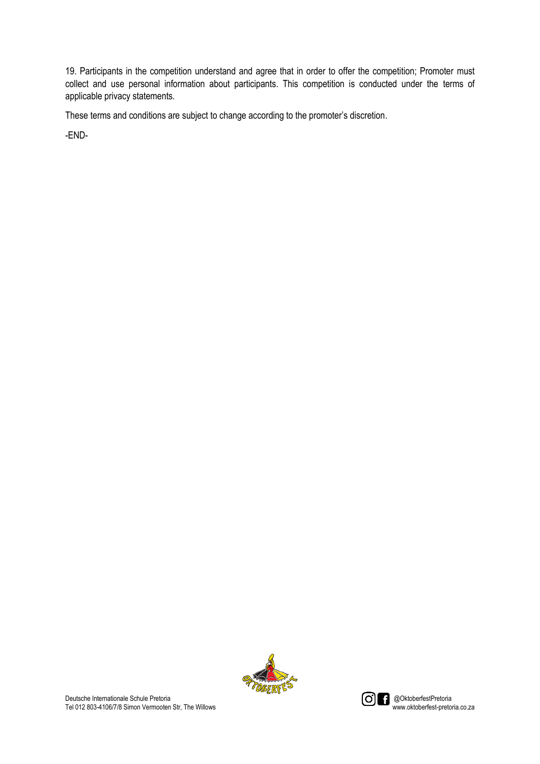19. Participants in the competition understand and agree that in order to offer the competition; Promoter must collect and use personal information about participants. This competition is conducted under the terms of applicable privacy statements.

These terms and conditions are subject to change according to the promoter's discretion.

-END-